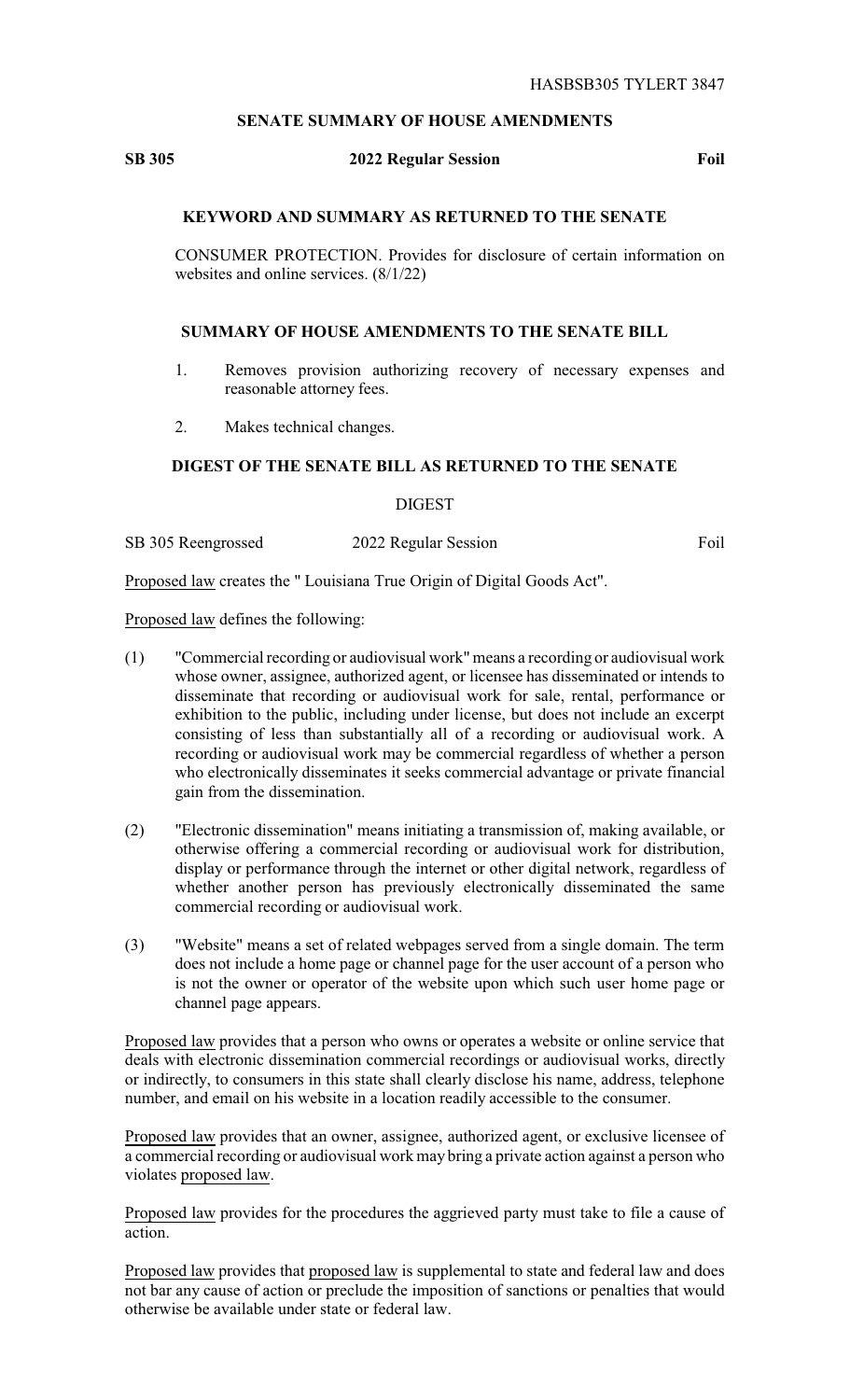HASBSB305 TYLERT 3847

## SENATE SUMMARY OF HOUSE AMENDMENTS

**SB 305** **2022 Regular Session** **Foil**

### KEYWORD AND SUMMARY AS RETURNED TO THE SENATE

CONSUMER PROTECTION. Provides for disclosure of certain information on websites and online services. (8/1/22)

### SUMMARY OF HOUSE AMENDMENTS TO THE SENATE BILL

1. Removes provision authorizing recovery of necessary expenses and reasonable attorney fees.
2. Makes technical changes.

### DIGEST OF THE SENATE BILL AS RETURNED TO THE SENATE

DIGEST

SB 305 Reengrossed 2022 Regular Session Foil

Proposed law creates the " Louisiana True Origin of Digital Goods Act".

Proposed law defines the following:

(1) "Commercial recording or audiovisual work" means a recording or audiovisual work whose owner, assignee, authorized agent, or licensee has disseminated or intends to disseminate that recording or audiovisual work for sale, rental, performance or exhibition to the public, including under license, but does not include an excerpt consisting of less than substantially all of a recording or audiovisual work. A recording or audiovisual work may be commercial regardless of whether a person who electronically disseminates it seeks commercial advantage or private financial gain from the dissemination.

(2) "Electronic dissemination" means initiating a transmission of, making available, or otherwise offering a commercial recording or audiovisual work for distribution, display or performance through the internet or other digital network, regardless of whether another person has previously electronically disseminated the same commercial recording or audiovisual work.

(3) "Website" means a set of related webpages served from a single domain. The term does not include a home page or channel page for the user account of a person who is not the owner or operator of the website upon which such user home page or channel page appears.

Proposed law provides that a person who owns or operates a website or online service that deals with electronic dissemination commercial recordings or audiovisual works, directly or indirectly, to consumers in this state shall clearly disclose his name, address, telephone number, and email on his website in a location readily accessible to the consumer.

Proposed law provides that an owner, assignee, authorized agent, or exclusive licensee of a commercial recording or audiovisual work may bring a private action against a person who violates proposed law.

Proposed law provides for the procedures the aggrieved party must take to file a cause of action.

Proposed law provides that proposed law is supplemental to state and federal law and does not bar any cause of action or preclude the imposition of sanctions or penalties that would otherwise be available under state or federal law.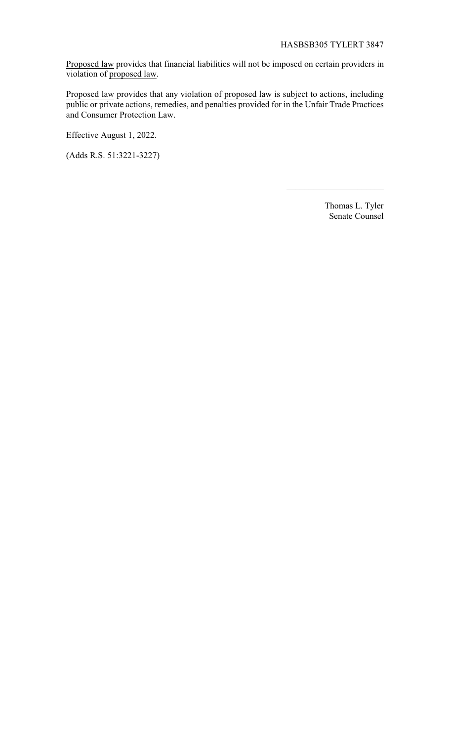Proposed law provides that financial liabilities will not be imposed on certain providers in violation of proposed law.

Proposed law provides that any violation of proposed law is subject to actions, including public or private actions, remedies, and penalties provided for in the Unfair Trade Practices and Consumer Protection Law.

Effective August 1, 2022.

(Adds R.S. 51:3221-3227)

Thomas L. Tyler
Senate Counsel